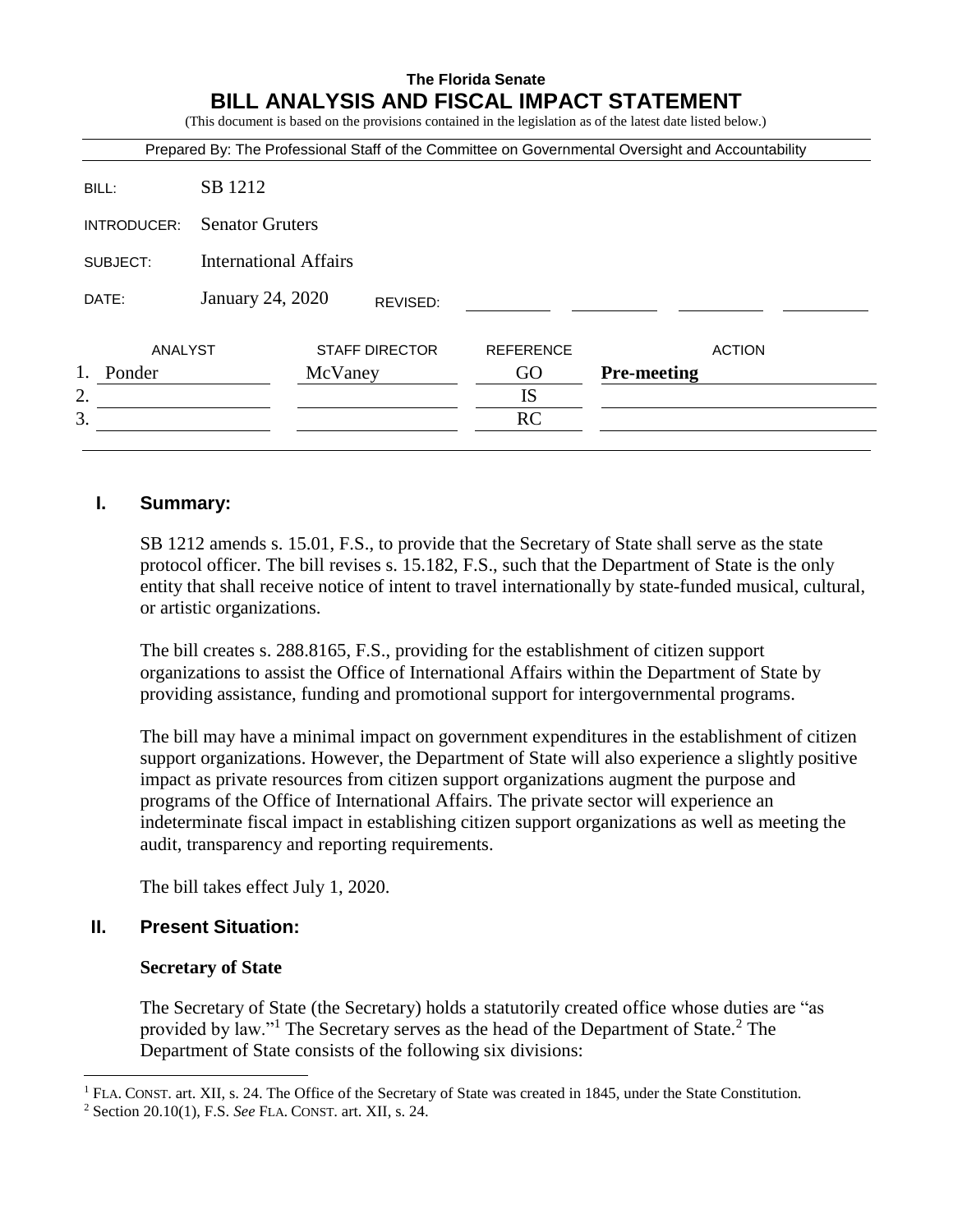**The Florida Senate**

# BILL ANALYSIS AND FISCAL IMPACT STATEMENT

(This document is based on the provisions contained in the legislation as of the latest date listed below.)

Prepared By: The Professional Staff of the Committee on Governmental Oversight and Accountability

| | |
|---|---|
| BILL: | SB 1212 |
| INTRODUCER: | Senator Gruters |
| SUBJECT: | International Affairs |
| DATE: | January 24, 2020 REVISED: |

| | ANALYST | STAFF DIRECTOR | REFERENCE | ACTION |
|---|---|---|---|---|
| 1. | Ponder | McVaney | GO | **Pre-meeting** |
| 2. | | | IS | |
| 3. | | | RC | |

## I. Summary:

SB 1212 amends s. 15.01, F.S., to provide that the Secretary of State shall serve as the state protocol officer. The bill revises s. 15.182, F.S., such that the Department of State is the only entity that shall receive notice of intent to travel internationally by state-funded musical, cultural, or artistic organizations.

The bill creates s. 288.8165, F.S., providing for the establishment of citizen support organizations to assist the Office of International Affairs within the Department of State by providing assistance, funding and promotional support for intergovernmental programs.

The bill may have a minimal impact on government expenditures in the establishment of citizen support organizations. However, the Department of State will also experience a slightly positive impact as private resources from citizen support organizations augment the purpose and programs of the Office of International Affairs. The private sector will experience an indeterminate fiscal impact in establishing citizen support organizations as well as meeting the audit, transparency and reporting requirements.

The bill takes effect July 1, 2020.

## II. Present Situation:

### Secretary of State

The Secretary of State (the Secretary) holds a statutorily created office whose duties are "as provided by law."[1] The Secretary serves as the head of the Department of State.[2] The Department of State consists of the following six divisions:

---

[1] FLA. CONST. art. XII, s. 24. The Office of the Secretary of State was created in 1845, under the State Constitution.

[2] Section 20.10(1), F.S. *See* FLA. CONST. art. XII, s. 24.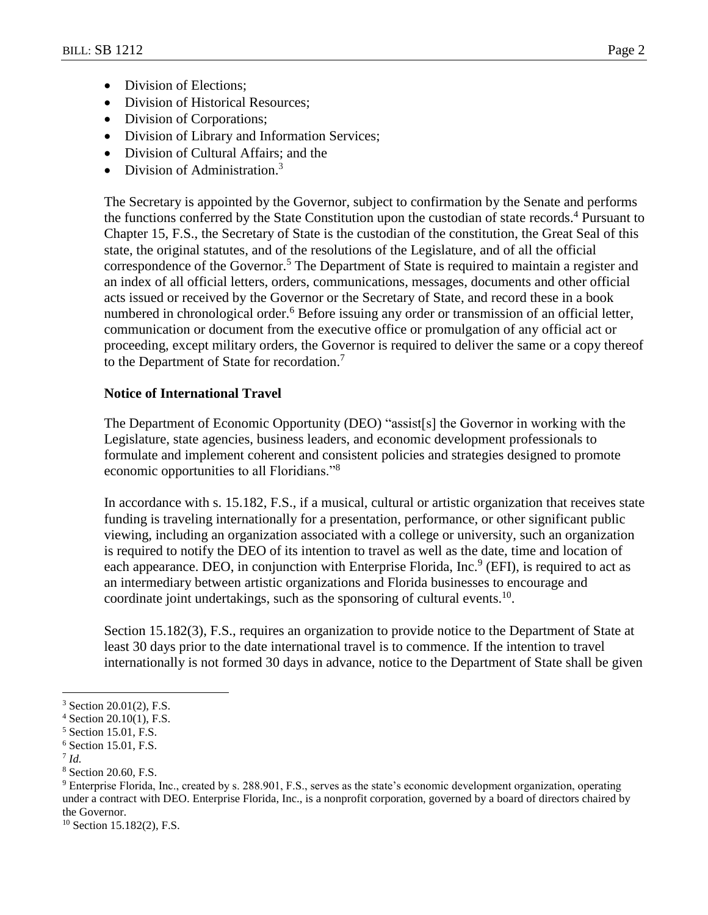- Division of Elections;
- Division of Historical Resources;
- Division of Corporations;
- Division of Library and Information Services;
- Division of Cultural Affairs; and the
- Division of Administration.[3]

The Secretary is appointed by the Governor, subject to confirmation by the Senate and performs the functions conferred by the State Constitution upon the custodian of state records.[4] Pursuant to Chapter 15, F.S., the Secretary of State is the custodian of the constitution, the Great Seal of this state, the original statutes, and of the resolutions of the Legislature, and of all the official correspondence of the Governor.[5] The Department of State is required to maintain a register and an index of all official letters, orders, communications, messages, documents and other official acts issued or received by the Governor or the Secretary of State, and record these in a book numbered in chronological order.[6] Before issuing any order or transmission of an official letter, communication or document from the executive office or promulgation of any official act or proceeding, except military orders, the Governor is required to deliver the same or a copy thereof to the Department of State for recordation.[7]

**Notice of International Travel**

The Department of Economic Opportunity (DEO) "assist[s] the Governor in working with the Legislature, state agencies, business leaders, and economic development professionals to formulate and implement coherent and consistent policies and strategies designed to promote economic opportunities to all Floridians."[8]

In accordance with s. 15.182, F.S., if a musical, cultural or artistic organization that receives state funding is traveling internationally for a presentation, performance, or other significant public viewing, including an organization associated with a college or university, such an organization is required to notify the DEO of its intention to travel as well as the date, time and location of each appearance. DEO, in conjunction with Enterprise Florida, Inc.[9] (EFI), is required to act as an intermediary between artistic organizations and Florida businesses to encourage and coordinate joint undertakings, such as the sponsoring of cultural events.[10].

Section 15.182(3), F.S., requires an organization to provide notice to the Department of State at least 30 days prior to the date international travel is to commence. If the intention to travel internationally is not formed 30 days in advance, notice to the Department of State shall be given

---

[3] Section 20.01(2), F.S.

[4] Section 20.10(1), F.S.

[5] Section 15.01, F.S.

[6] Section 15.01, F.S.

[7] *Id.*

[8] Section 20.60, F.S.

[9] Enterprise Florida, Inc., created by s. 288.901, F.S., serves as the state's economic development organization, operating under a contract with DEO. Enterprise Florida, Inc., is a nonprofit corporation, governed by a board of directors chaired by the Governor.

[10] Section 15.182(2), F.S.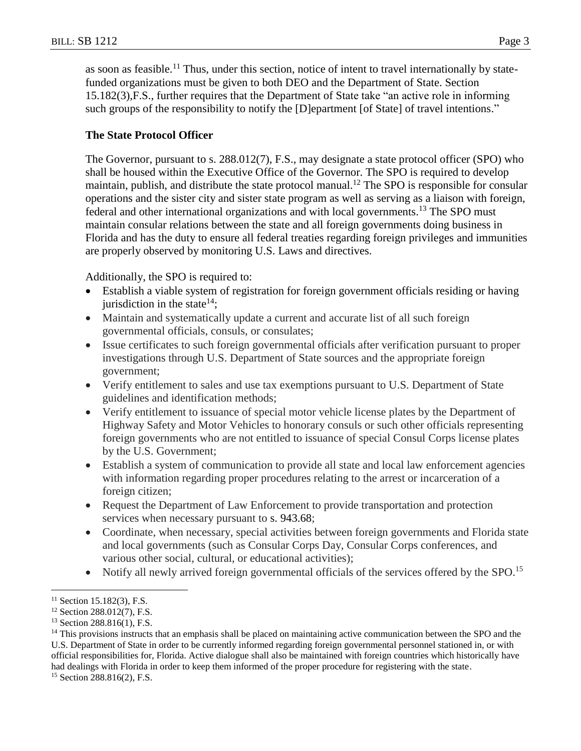as soon as feasible.[11] Thus, under this section, notice of intent to travel internationally by state-funded organizations must be given to both DEO and the Department of State. Section 15.182(3),F.S., further requires that the Department of State take "an active role in informing such groups of the responsibility to notify the [D]epartment [of State] of travel intentions."

**The State Protocol Officer**

The Governor, pursuant to s. 288.012(7), F.S., may designate a state protocol officer (SPO) who shall be housed within the Executive Office of the Governor. The SPO is required to develop maintain, publish, and distribute the state protocol manual.[12] The SPO is responsible for consular operations and the sister city and sister state program as well as serving as a liaison with foreign, federal and other international organizations and with local governments.[13] The SPO must maintain consular relations between the state and all foreign governments doing business in Florida and has the duty to ensure all federal treaties regarding foreign privileges and immunities are properly observed by monitoring U.S. Laws and directives.

Additionally, the SPO is required to:

- Establish a viable system of registration for foreign government officials residing or having jurisdiction in the state[14];
- Maintain and systematically update a current and accurate list of all such foreign governmental officials, consuls, or consulates;
- Issue certificates to such foreign governmental officials after verification pursuant to proper investigations through U.S. Department of State sources and the appropriate foreign government;
- Verify entitlement to sales and use tax exemptions pursuant to U.S. Department of State guidelines and identification methods;
- Verify entitlement to issuance of special motor vehicle license plates by the Department of Highway Safety and Motor Vehicles to honorary consuls or such other officials representing foreign governments who are not entitled to issuance of special Consul Corps license plates by the U.S. Government;
- Establish a system of communication to provide all state and local law enforcement agencies with information regarding proper procedures relating to the arrest or incarceration of a foreign citizen;
- Request the Department of Law Enforcement to provide transportation and protection services when necessary pursuant to s. 943.68;
- Coordinate, when necessary, special activities between foreign governments and Florida state and local governments (such as Consular Corps Day, Consular Corps conferences, and various other social, cultural, or educational activities);
- Notify all newly arrived foreign governmental officials of the services offered by the SPO.[15]

---

[11] Section 15.182(3), F.S.

[12] Section 288.012(7), F.S.

[13] Section 288.816(1), F.S.

[14] This provisions instructs that an emphasis shall be placed on maintaining active communication between the SPO and the U.S. Department of State in order to be currently informed regarding foreign governmental personnel stationed in, or with official responsibilities for, Florida. Active dialogue shall also be maintained with foreign countries which historically have had dealings with Florida in order to keep them informed of the proper procedure for registering with the state.

[15] Section 288.816(2), F.S.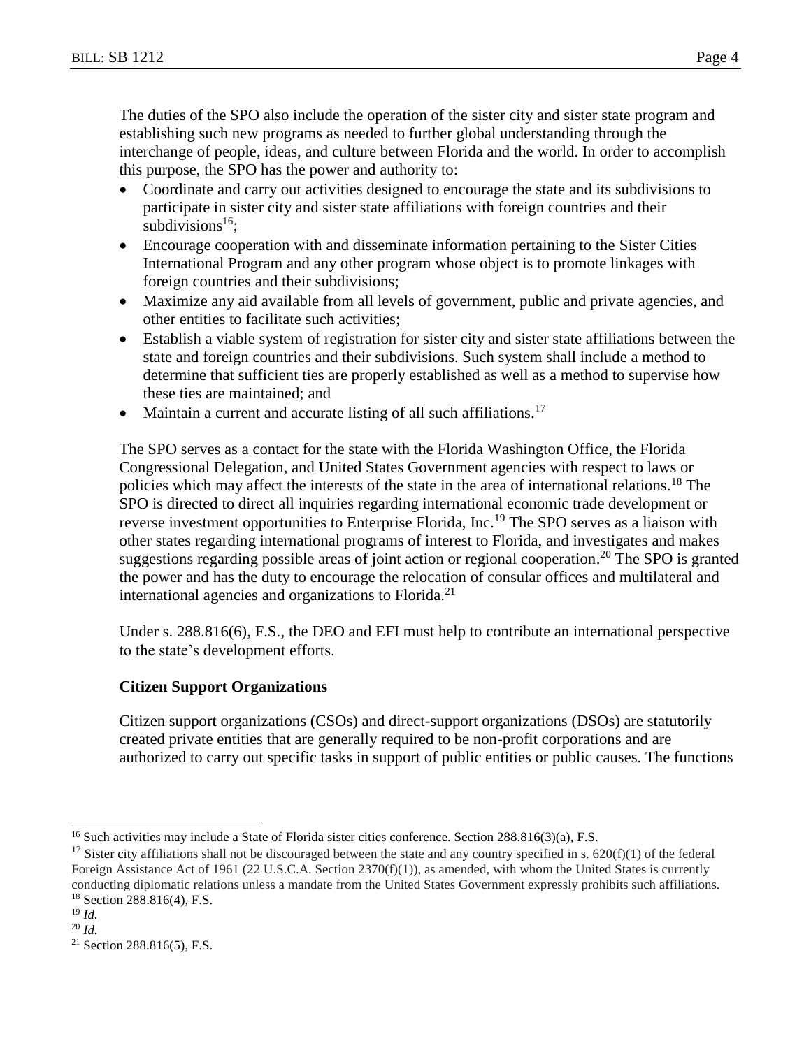The duties of the SPO also include the operation of the sister city and sister state program and establishing such new programs as needed to further global understanding through the interchange of people, ideas, and culture between Florida and the world. In order to accomplish this purpose, the SPO has the power and authority to:

- Coordinate and carry out activities designed to encourage the state and its subdivisions to participate in sister city and sister state affiliations with foreign countries and their subdivisions[16];
- Encourage cooperation with and disseminate information pertaining to the Sister Cities International Program and any other program whose object is to promote linkages with foreign countries and their subdivisions;
- Maximize any aid available from all levels of government, public and private agencies, and other entities to facilitate such activities;
- Establish a viable system of registration for sister city and sister state affiliations between the state and foreign countries and their subdivisions. Such system shall include a method to determine that sufficient ties are properly established as well as a method to supervise how these ties are maintained; and
- Maintain a current and accurate listing of all such affiliations.[17]

The SPO serves as a contact for the state with the Florida Washington Office, the Florida Congressional Delegation, and United States Government agencies with respect to laws or policies which may affect the interests of the state in the area of international relations.[18] The SPO is directed to direct all inquiries regarding international economic trade development or reverse investment opportunities to Enterprise Florida, Inc.[19] The SPO serves as a liaison with other states regarding international programs of interest to Florida, and investigates and makes suggestions regarding possible areas of joint action or regional cooperation.[20] The SPO is granted the power and has the duty to encourage the relocation of consular offices and multilateral and international agencies and organizations to Florida.[21]

Under s. 288.816(6), F.S., the DEO and EFI must help to contribute an international perspective to the state's development efforts.

**Citizen Support Organizations**

Citizen support organizations (CSOs) and direct-support organizations (DSOs) are statutorily created private entities that are generally required to be non-profit corporations and are authorized to carry out specific tasks in support of public entities or public causes. The functions

---

[16] Such activities may include a State of Florida sister cities conference. Section 288.816(3)(a), F.S.

[17] Sister city affiliations shall not be discouraged between the state and any country specified in s. 620(f)(1) of the federal Foreign Assistance Act of 1961 (22 U.S.C.A. Section 2370(f)(1)), as amended, with whom the United States is currently conducting diplomatic relations unless a mandate from the United States Government expressly prohibits such affiliations.

[18] Section 288.816(4), F.S.

[19] *Id.*

[20] *Id.*

[21] Section 288.816(5), F.S.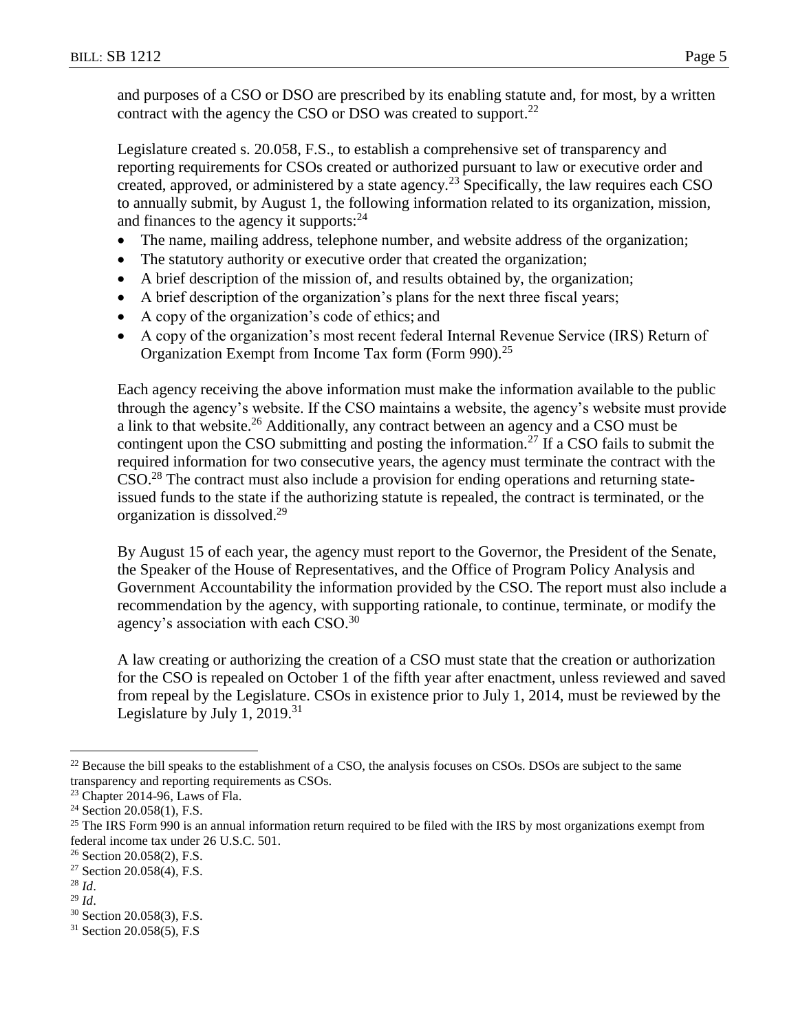and purposes of a CSO or DSO are prescribed by its enabling statute and, for most, by a written contract with the agency the CSO or DSO was created to support.[22]

Legislature created s. 20.058, F.S., to establish a comprehensive set of transparency and reporting requirements for CSOs created or authorized pursuant to law or executive order and created, approved, or administered by a state agency.[23] Specifically, the law requires each CSO to annually submit, by August 1, the following information related to its organization, mission, and finances to the agency it supports:[24]

- The name, mailing address, telephone number, and website address of the organization;
- The statutory authority or executive order that created the organization;
- A brief description of the mission of, and results obtained by, the organization;
- A brief description of the organization's plans for the next three fiscal years;
- A copy of the organization's code of ethics; and
- A copy of the organization's most recent federal Internal Revenue Service (IRS) Return of Organization Exempt from Income Tax form (Form 990).[25]

Each agency receiving the above information must make the information available to the public through the agency's website. If the CSO maintains a website, the agency's website must provide a link to that website.[26] Additionally, any contract between an agency and a CSO must be contingent upon the CSO submitting and posting the information.[27] If a CSO fails to submit the required information for two consecutive years, the agency must terminate the contract with the CSO.[28] The contract must also include a provision for ending operations and returning state-issued funds to the state if the authorizing statute is repealed, the contract is terminated, or the organization is dissolved.[29]

By August 15 of each year, the agency must report to the Governor, the President of the Senate, the Speaker of the House of Representatives, and the Office of Program Policy Analysis and Government Accountability the information provided by the CSO. The report must also include a recommendation by the agency, with supporting rationale, to continue, terminate, or modify the agency's association with each CSO.[30]

A law creating or authorizing the creation of a CSO must state that the creation or authorization for the CSO is repealed on October 1 of the fifth year after enactment, unless reviewed and saved from repeal by the Legislature. CSOs in existence prior to July 1, 2014, must be reviewed by the Legislature by July 1, 2019.[31]

---

[22] Because the bill speaks to the establishment of a CSO, the analysis focuses on CSOs. DSOs are subject to the same transparency and reporting requirements as CSOs.

[23] Chapter 2014-96, Laws of Fla.

[24] Section 20.058(1), F.S.

[25] The IRS Form 990 is an annual information return required to be filed with the IRS by most organizations exempt from federal income tax under 26 U.S.C. 501.

[26] Section 20.058(2), F.S.

[27] Section 20.058(4), F.S.

[28] *Id*.

[29] *Id*.

[30] Section 20.058(3), F.S.

[31] Section 20.058(5), F.S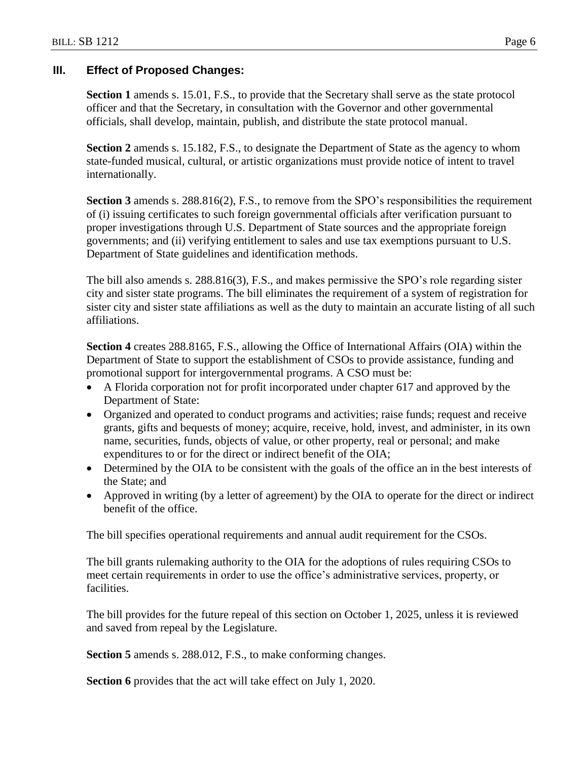## III. Effect of Proposed Changes:

**Section 1** amends s. 15.01, F.S., to provide that the Secretary shall serve as the state protocol officer and that the Secretary, in consultation with the Governor and other governmental officials, shall develop, maintain, publish, and distribute the state protocol manual.

**Section 2** amends s. 15.182, F.S., to designate the Department of State as the agency to whom state-funded musical, cultural, or artistic organizations must provide notice of intent to travel internationally.

**Section 3** amends s. 288.816(2), F.S., to remove from the SPO's responsibilities the requirement of (i) issuing certificates to such foreign governmental officials after verification pursuant to proper investigations through U.S. Department of State sources and the appropriate foreign governments; and (ii) verifying entitlement to sales and use tax exemptions pursuant to U.S. Department of State guidelines and identification methods.

The bill also amends s. 288.816(3), F.S., and makes permissive the SPO's role regarding sister city and sister state programs. The bill eliminates the requirement of a system of registration for sister city and sister state affiliations as well as the duty to maintain an accurate listing of all such affiliations.

**Section 4** creates 288.8165, F.S., allowing the Office of International Affairs (OIA) within the Department of State to support the establishment of CSOs to provide assistance, funding and promotional support for intergovernmental programs. A CSO must be:

- A Florida corporation not for profit incorporated under chapter 617 and approved by the Department of State:
- Organized and operated to conduct programs and activities; raise funds; request and receive grants, gifts and bequests of money; acquire, receive, hold, invest, and administer, in its own name, securities, funds, objects of value, or other property, real or personal; and make expenditures to or for the direct or indirect benefit of the OIA;
- Determined by the OIA to be consistent with the goals of the office an in the best interests of the State; and
- Approved in writing (by a letter of agreement) by the OIA to operate for the direct or indirect benefit of the office.

The bill specifies operational requirements and annual audit requirement for the CSOs.

The bill grants rulemaking authority to the OIA for the adoptions of rules requiring CSOs to meet certain requirements in order to use the office's administrative services, property, or facilities.

The bill provides for the future repeal of this section on October 1, 2025, unless it is reviewed and saved from repeal by the Legislature.

**Section 5** amends s. 288.012, F.S., to make conforming changes.

**Section 6** provides that the act will take effect on July 1, 2020.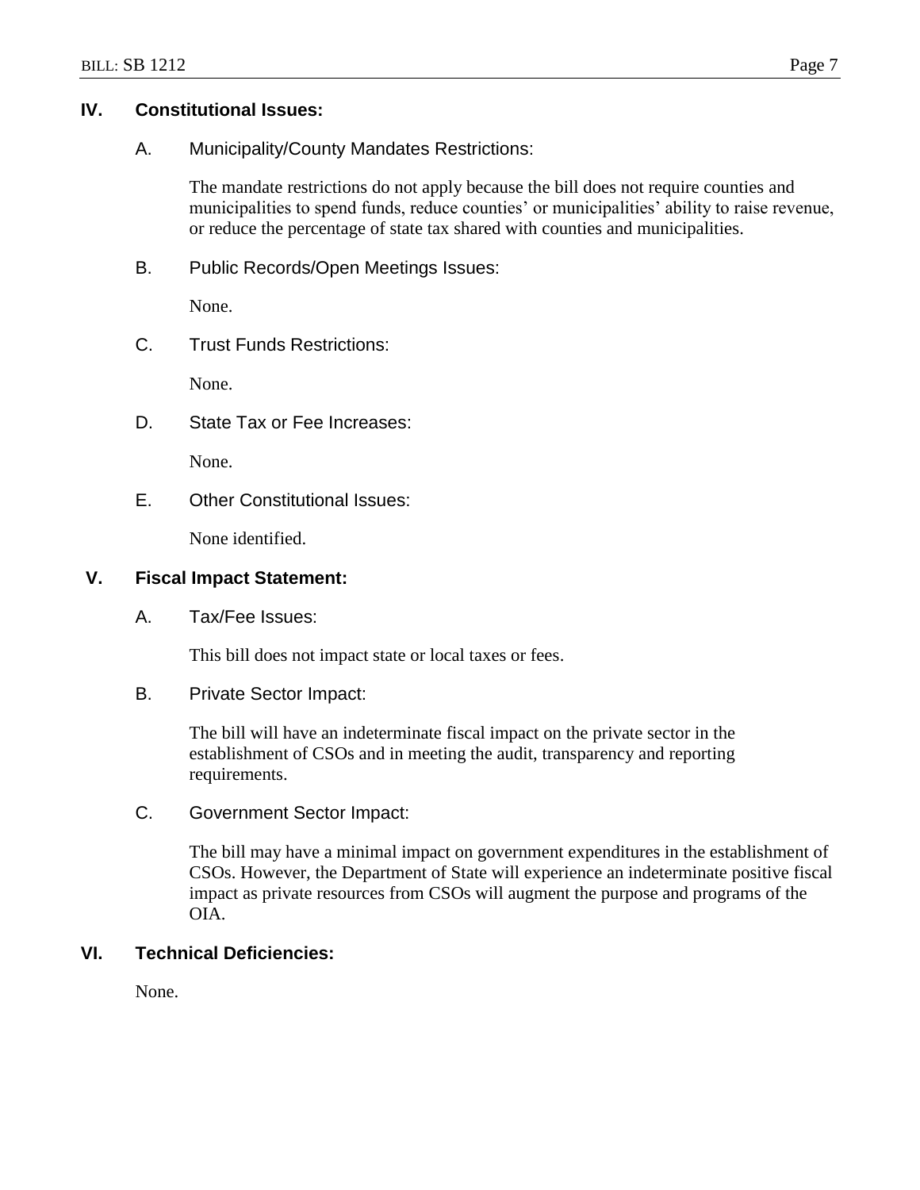## IV. Constitutional Issues:

### A. Municipality/County Mandates Restrictions:

The mandate restrictions do not apply because the bill does not require counties and municipalities to spend funds, reduce counties' or municipalities' ability to raise revenue, or reduce the percentage of state tax shared with counties and municipalities.

### B. Public Records/Open Meetings Issues:

None.

### C. Trust Funds Restrictions:

None.

### D. State Tax or Fee Increases:

None.

### E. Other Constitutional Issues:

None identified.

## V. Fiscal Impact Statement:

### A. Tax/Fee Issues:

This bill does not impact state or local taxes or fees.

### B. Private Sector Impact:

The bill will have an indeterminate fiscal impact on the private sector in the establishment of CSOs and in meeting the audit, transparency and reporting requirements.

### C. Government Sector Impact:

The bill may have a minimal impact on government expenditures in the establishment of CSOs. However, the Department of State will experience an indeterminate positive fiscal impact as private resources from CSOs will augment the purpose and programs of the OIA.

## VI. Technical Deficiencies:

None.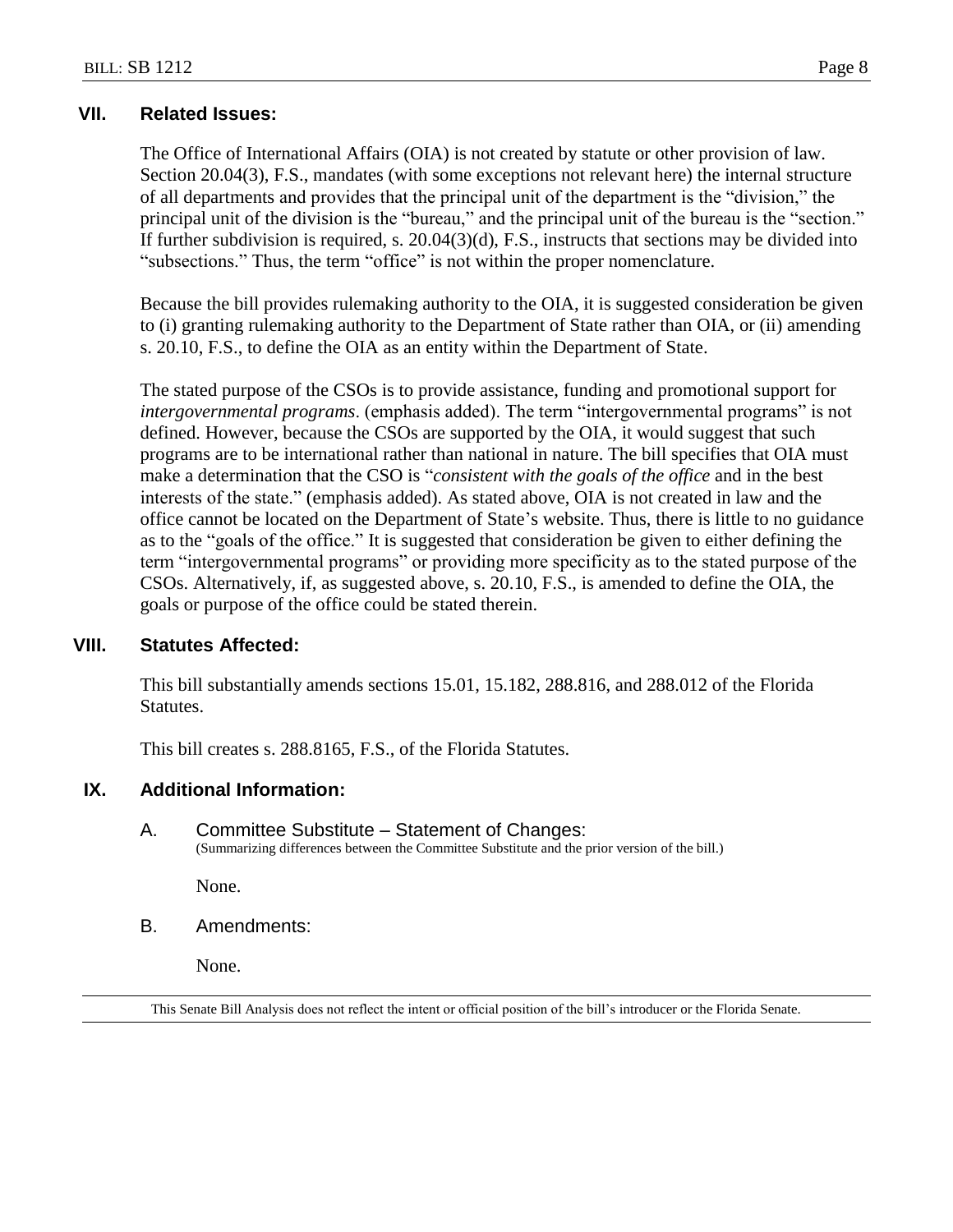## VII. Related Issues:

The Office of International Affairs (OIA) is not created by statute or other provision of law. Section 20.04(3), F.S., mandates (with some exceptions not relevant here) the internal structure of all departments and provides that the principal unit of the department is the "division," the principal unit of the division is the "bureau," and the principal unit of the bureau is the "section." If further subdivision is required, s. 20.04(3)(d), F.S., instructs that sections may be divided into "subsections." Thus, the term "office" is not within the proper nomenclature.

Because the bill provides rulemaking authority to the OIA, it is suggested consideration be given to (i) granting rulemaking authority to the Department of State rather than OIA, or (ii) amending s. 20.10, F.S., to define the OIA as an entity within the Department of State.

The stated purpose of the CSOs is to provide assistance, funding and promotional support for *intergovernmental programs*. (emphasis added). The term "intergovernmental programs" is not defined. However, because the CSOs are supported by the OIA, it would suggest that such programs are to be international rather than national in nature. The bill specifies that OIA must make a determination that the CSO is "*consistent with the goals of the office* and in the best interests of the state." (emphasis added). As stated above, OIA is not created in law and the office cannot be located on the Department of State's website. Thus, there is little to no guidance as to the "goals of the office." It is suggested that consideration be given to either defining the term "intergovernmental programs" or providing more specificity as to the stated purpose of the CSOs. Alternatively, if, as suggested above, s. 20.10, F.S., is amended to define the OIA, the goals or purpose of the office could be stated therein.

## VIII. Statutes Affected:

This bill substantially amends sections 15.01, 15.182, 288.816, and 288.012 of the Florida Statutes.

This bill creates s. 288.8165, F.S., of the Florida Statutes.

## IX. Additional Information:

A. Committee Substitute – Statement of Changes:
(Summarizing differences between the Committee Substitute and the prior version of the bill.)

None.

B. Amendments:

None.

This Senate Bill Analysis does not reflect the intent or official position of the bill's introducer or the Florida Senate.